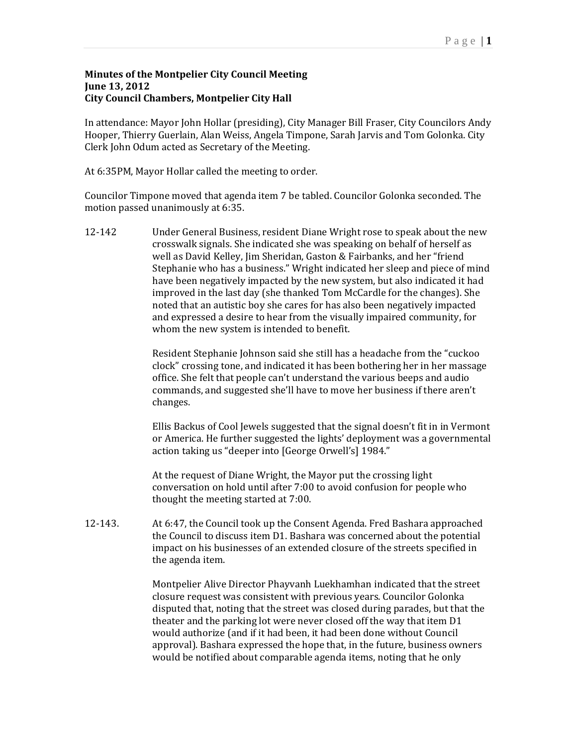**Minutes of the Montpelier City Council Meeting**
**June 13, 2012**
**City Council Chambers, Montpelier City Hall**

In attendance: Mayor John Hollar (presiding), City Manager Bill Fraser, City Councilors Andy Hooper, Thierry Guerlain, Alan Weiss, Angela Timpone, Sarah Jarvis and Tom Golonka. City Clerk John Odum acted as Secretary of the Meeting.

At 6:35PM, Mayor Hollar called the meeting to order.

Councilor Timpone moved that agenda item 7 be tabled. Councilor Golonka seconded. The motion passed unanimously at 6:35.

12-142 Under General Business, resident Diane Wright rose to speak about the new crosswalk signals. She indicated she was speaking on behalf of herself as well as David Kelley, Jim Sheridan, Gaston & Fairbanks, and her "friend Stephanie who has a business." Wright indicated her sleep and piece of mind have been negatively impacted by the new system, but also indicated it had improved in the last day (she thanked Tom McCardle for the changes). She noted that an autistic boy she cares for has also been negatively impacted and expressed a desire to hear from the visually impaired community, for whom the new system is intended to benefit.

Resident Stephanie Johnson said she still has a headache from the "cuckoo clock" crossing tone, and indicated it has been bothering her in her massage office. She felt that people can't understand the various beeps and audio commands, and suggested she'll have to move her business if there aren't changes.

Ellis Backus of Cool Jewels suggested that the signal doesn't fit in in Vermont or America. He further suggested the lights' deployment was a governmental action taking us "deeper into [George Orwell's] 1984."

At the request of Diane Wright, the Mayor put the crossing light conversation on hold until after 7:00 to avoid confusion for people who thought the meeting started at 7:00.

12-143. At 6:47, the Council took up the Consent Agenda. Fred Bashara approached the Council to discuss item D1. Bashara was concerned about the potential impact on his businesses of an extended closure of the streets specified in the agenda item.

Montpelier Alive Director Phayvanh Luekhamhan indicated that the street closure request was consistent with previous years. Councilor Golonka disputed that, noting that the street was closed during parades, but that the theater and the parking lot were never closed off the way that item D1 would authorize (and if it had been, it had been done without Council approval). Bashara expressed the hope that, in the future, business owners would be notified about comparable agenda items, noting that he only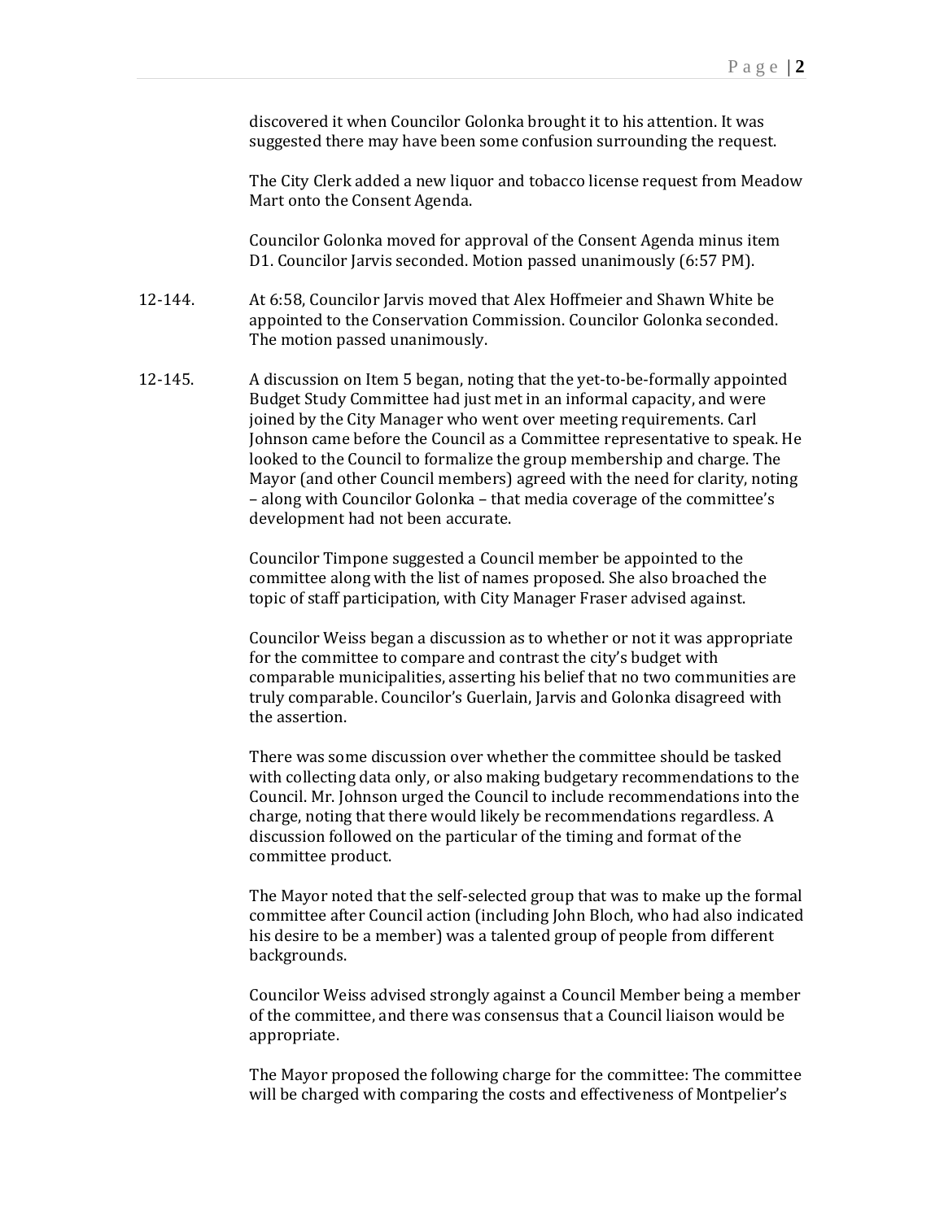discovered it when Councilor Golonka brought it to his attention. It was suggested there may have been some confusion surrounding the request.

The City Clerk added a new liquor and tobacco license request from Meadow Mart onto the Consent Agenda.

Councilor Golonka moved for approval of the Consent Agenda minus item D1. Councilor Jarvis seconded. Motion passed unanimously (6:57 PM).

12-144. At 6:58, Councilor Jarvis moved that Alex Hoffmeier and Shawn White be appointed to the Conservation Commission. Councilor Golonka seconded. The motion passed unanimously.

12-145. A discussion on Item 5 began, noting that the yet-to-be-formally appointed Budget Study Committee had just met in an informal capacity, and were joined by the City Manager who went over meeting requirements. Carl Johnson came before the Council as a Committee representative to speak. He looked to the Council to formalize the group membership and charge. The Mayor (and other Council members) agreed with the need for clarity, noting – along with Councilor Golonka – that media coverage of the committee's development had not been accurate.

Councilor Timpone suggested a Council member be appointed to the committee along with the list of names proposed. She also broached the topic of staff participation, with City Manager Fraser advised against.

Councilor Weiss began a discussion as to whether or not it was appropriate for the committee to compare and contrast the city's budget with comparable municipalities, asserting his belief that no two communities are truly comparable. Councilor's Guerlain, Jarvis and Golonka disagreed with the assertion.

There was some discussion over whether the committee should be tasked with collecting data only, or also making budgetary recommendations to the Council. Mr. Johnson urged the Council to include recommendations into the charge, noting that there would likely be recommendations regardless. A discussion followed on the particular of the timing and format of the committee product.

The Mayor noted that the self-selected group that was to make up the formal committee after Council action (including John Bloch, who had also indicated his desire to be a member) was a talented group of people from different backgrounds.

Councilor Weiss advised strongly against a Council Member being a member of the committee, and there was consensus that a Council liaison would be appropriate.

The Mayor proposed the following charge for the committee: The committee will be charged with comparing the costs and effectiveness of Montpelier's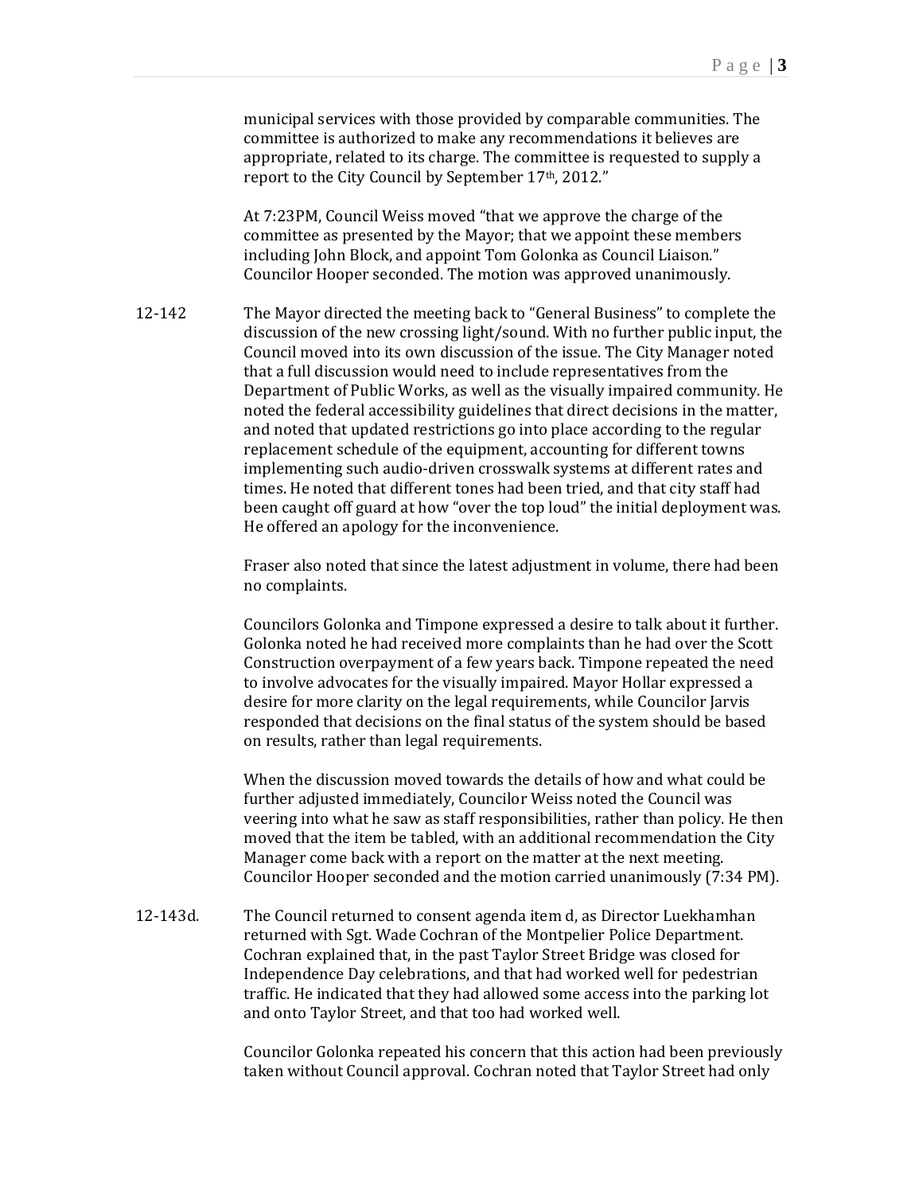municipal services with those provided by comparable communities. The committee is authorized to make any recommendations it believes are appropriate, related to its charge. The committee is requested to supply a report to the City Council by September 17th, 2012."

At 7:23PM, Council Weiss moved "that we approve the charge of the committee as presented by the Mayor; that we appoint these members including John Block, and appoint Tom Golonka as Council Liaison." Councilor Hooper seconded. The motion was approved unanimously.

12-142 The Mayor directed the meeting back to "General Business" to complete the discussion of the new crossing light/sound. With no further public input, the Council moved into its own discussion of the issue. The City Manager noted that a full discussion would need to include representatives from the Department of Public Works, as well as the visually impaired community. He noted the federal accessibility guidelines that direct decisions in the matter, and noted that updated restrictions go into place according to the regular replacement schedule of the equipment, accounting for different towns implementing such audio-driven crosswalk systems at different rates and times. He noted that different tones had been tried, and that city staff had been caught off guard at how "over the top loud" the initial deployment was. He offered an apology for the inconvenience.

Fraser also noted that since the latest adjustment in volume, there had been no complaints.

Councilors Golonka and Timpone expressed a desire to talk about it further. Golonka noted he had received more complaints than he had over the Scott Construction overpayment of a few years back. Timpone repeated the need to involve advocates for the visually impaired. Mayor Hollar expressed a desire for more clarity on the legal requirements, while Councilor Jarvis responded that decisions on the final status of the system should be based on results, rather than legal requirements.

When the discussion moved towards the details of how and what could be further adjusted immediately, Councilor Weiss noted the Council was veering into what he saw as staff responsibilities, rather than policy. He then moved that the item be tabled, with an additional recommendation the City Manager come back with a report on the matter at the next meeting. Councilor Hooper seconded and the motion carried unanimously (7:34 PM).

12-143d. The Council returned to consent agenda item d, as Director Luekhamhan returned with Sgt. Wade Cochran of the Montpelier Police Department. Cochran explained that, in the past Taylor Street Bridge was closed for Independence Day celebrations, and that had worked well for pedestrian traffic. He indicated that they had allowed some access into the parking lot and onto Taylor Street, and that too had worked well.

Councilor Golonka repeated his concern that this action had been previously taken without Council approval. Cochran noted that Taylor Street had only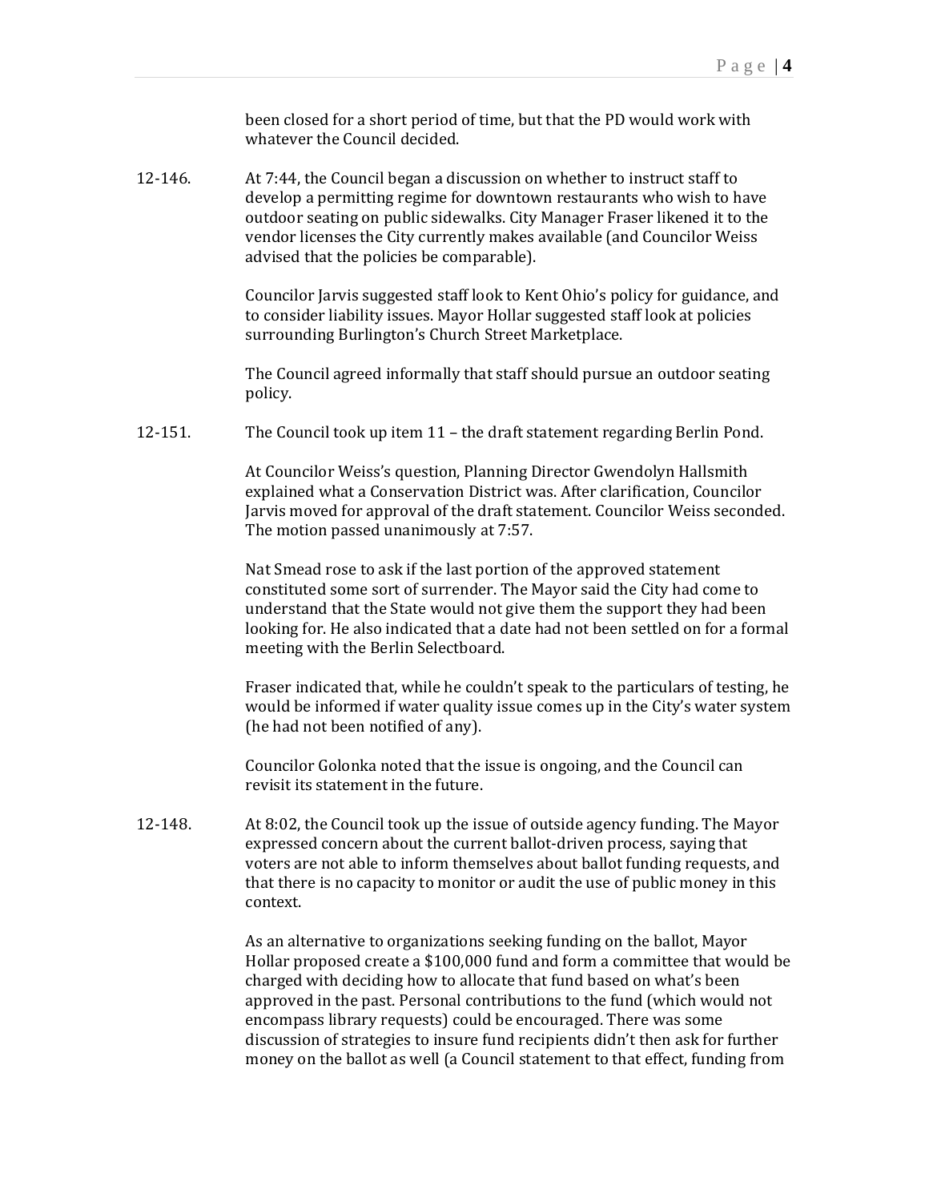been closed for a short period of time, but that the PD would work with whatever the Council decided.

12-146. At 7:44, the Council began a discussion on whether to instruct staff to develop a permitting regime for downtown restaurants who wish to have outdoor seating on public sidewalks. City Manager Fraser likened it to the vendor licenses the City currently makes available (and Councilor Weiss advised that the policies be comparable).

Councilor Jarvis suggested staff look to Kent Ohio's policy for guidance, and to consider liability issues. Mayor Hollar suggested staff look at policies surrounding Burlington's Church Street Marketplace.

The Council agreed informally that staff should pursue an outdoor seating policy.

12-151. The Council took up item 11 – the draft statement regarding Berlin Pond.

At Councilor Weiss's question, Planning Director Gwendolyn Hallsmith explained what a Conservation District was. After clarification, Councilor Jarvis moved for approval of the draft statement. Councilor Weiss seconded. The motion passed unanimously at 7:57.

Nat Smead rose to ask if the last portion of the approved statement constituted some sort of surrender. The Mayor said the City had come to understand that the State would not give them the support they had been looking for. He also indicated that a date had not been settled on for a formal meeting with the Berlin Selectboard.

Fraser indicated that, while he couldn't speak to the particulars of testing, he would be informed if water quality issue comes up in the City's water system (he had not been notified of any).

Councilor Golonka noted that the issue is ongoing, and the Council can revisit its statement in the future.

12-148. At 8:02, the Council took up the issue of outside agency funding. The Mayor expressed concern about the current ballot-driven process, saying that voters are not able to inform themselves about ballot funding requests, and that there is no capacity to monitor or audit the use of public money in this context.

As an alternative to organizations seeking funding on the ballot, Mayor Hollar proposed create a $100,000 fund and form a committee that would be charged with deciding how to allocate that fund based on what's been approved in the past. Personal contributions to the fund (which would not encompass library requests) could be encouraged. There was some discussion of strategies to insure fund recipients didn't then ask for further money on the ballot as well (a Council statement to that effect, funding from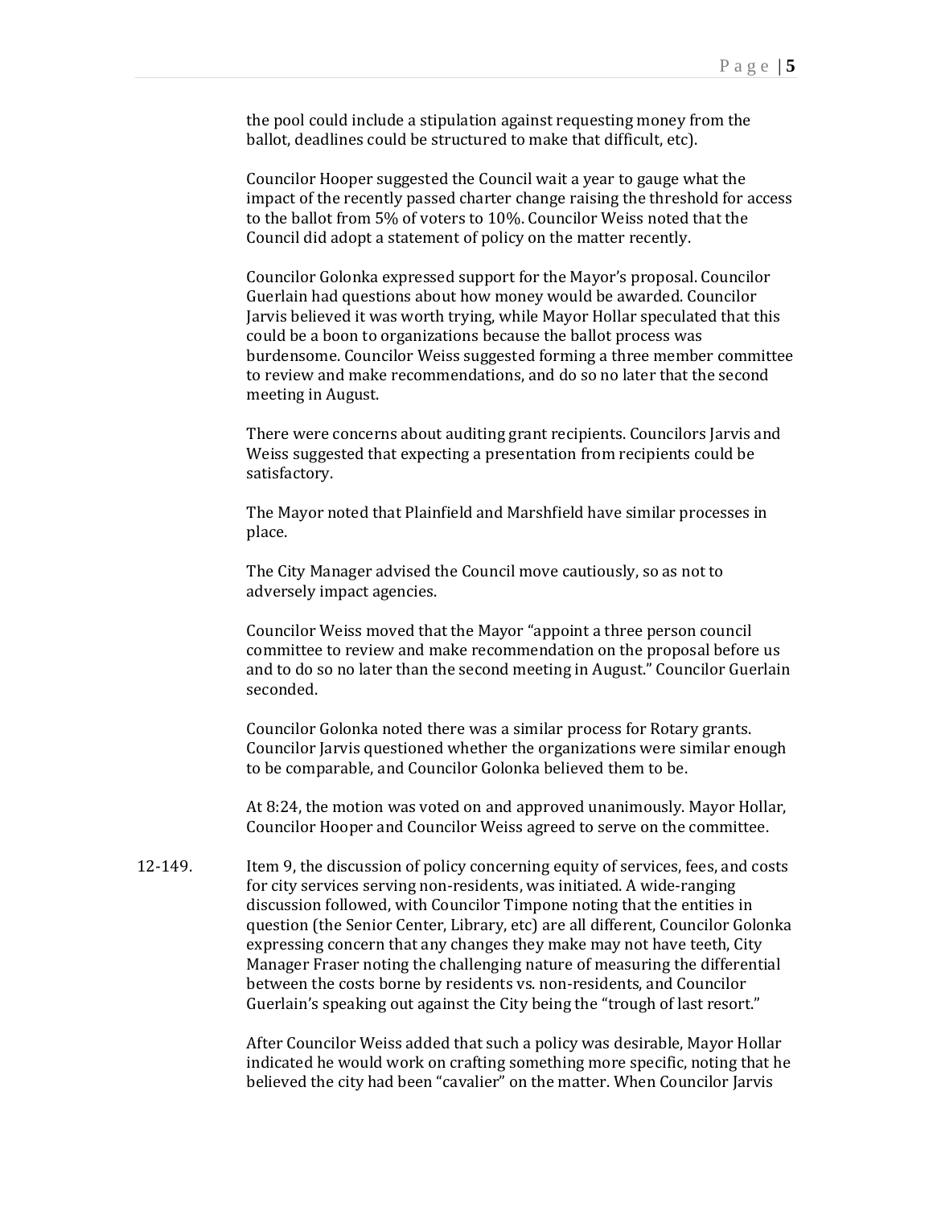the pool could include a stipulation against requesting money from the ballot, deadlines could be structured to make that difficult, etc).

Councilor Hooper suggested the Council wait a year to gauge what the impact of the recently passed charter change raising the threshold for access to the ballot from 5% of voters to 10%. Councilor Weiss noted that the Council did adopt a statement of policy on the matter recently.

Councilor Golonka expressed support for the Mayor's proposal. Councilor Guerlain had questions about how money would be awarded. Councilor Jarvis believed it was worth trying, while Mayor Hollar speculated that this could be a boon to organizations because the ballot process was burdensome. Councilor Weiss suggested forming a three member committee to review and make recommendations, and do so no later that the second meeting in August.

There were concerns about auditing grant recipients. Councilors Jarvis and Weiss suggested that expecting a presentation from recipients could be satisfactory.

The Mayor noted that Plainfield and Marshfield have similar processes in place.

The City Manager advised the Council move cautiously, so as not to adversely impact agencies.

Councilor Weiss moved that the Mayor "appoint a three person council committee to review and make recommendation on the proposal before us and to do so no later than the second meeting in August." Councilor Guerlain seconded.

Councilor Golonka noted there was a similar process for Rotary grants. Councilor Jarvis questioned whether the organizations were similar enough to be comparable, and Councilor Golonka believed them to be.

At 8:24, the motion was voted on and approved unanimously. Mayor Hollar, Councilor Hooper and Councilor Weiss agreed to serve on the committee.

12-149. Item 9, the discussion of policy concerning equity of services, fees, and costs for city services serving non-residents, was initiated. A wide-ranging discussion followed, with Councilor Timpone noting that the entities in question (the Senior Center, Library, etc) are all different, Councilor Golonka expressing concern that any changes they make may not have teeth, City Manager Fraser noting the challenging nature of measuring the differential between the costs borne by residents vs. non-residents, and Councilor Guerlain's speaking out against the City being the "trough of last resort."

After Councilor Weiss added that such a policy was desirable, Mayor Hollar indicated he would work on crafting something more specific, noting that he believed the city had been "cavalier" on the matter. When Councilor Jarvis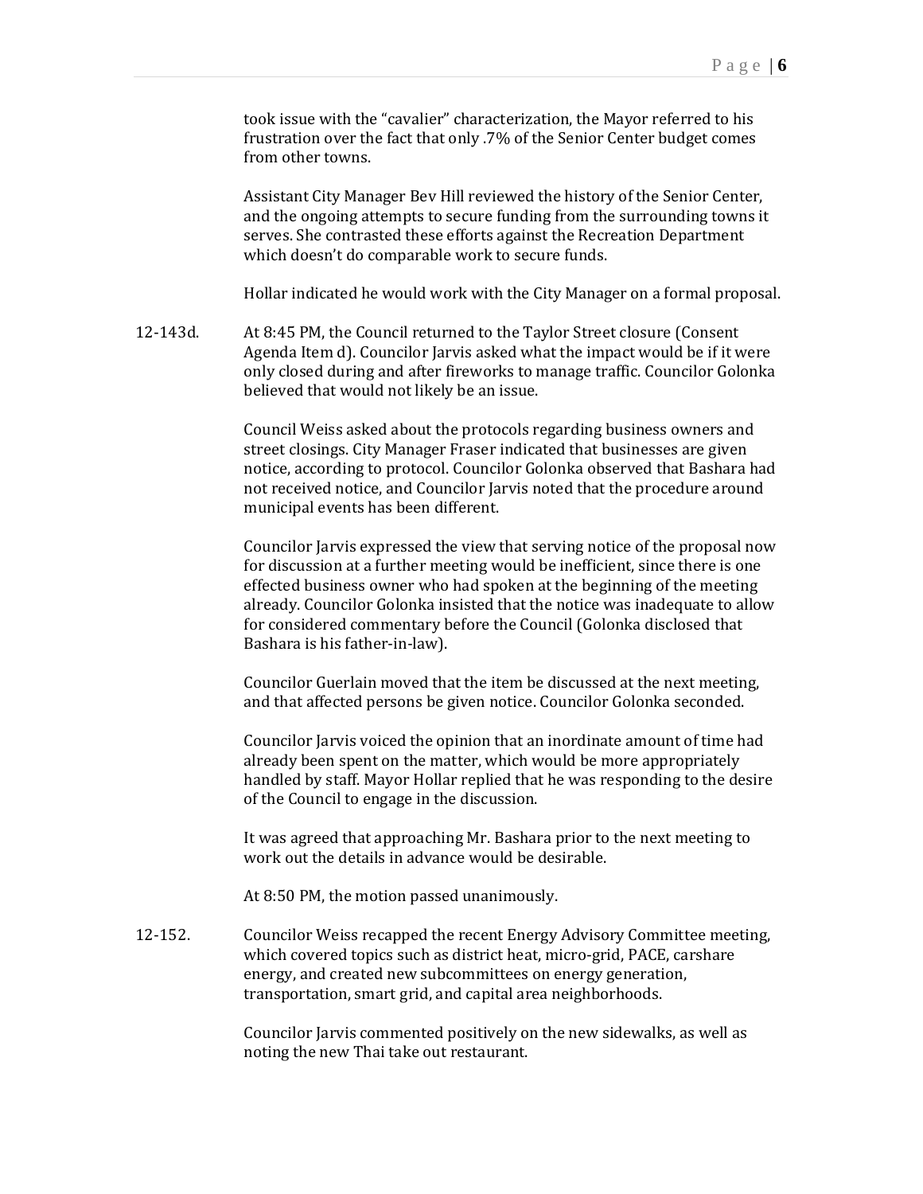took issue with the "cavalier" characterization, the Mayor referred to his frustration over the fact that only .7% of the Senior Center budget comes from other towns.

Assistant City Manager Bev Hill reviewed the history of the Senior Center, and the ongoing attempts to secure funding from the surrounding towns it serves. She contrasted these efforts against the Recreation Department which doesn't do comparable work to secure funds.

Hollar indicated he would work with the City Manager on a formal proposal.

12-143d. At 8:45 PM, the Council returned to the Taylor Street closure (Consent Agenda Item d). Councilor Jarvis asked what the impact would be if it were only closed during and after fireworks to manage traffic. Councilor Golonka believed that would not likely be an issue.

Council Weiss asked about the protocols regarding business owners and street closings. City Manager Fraser indicated that businesses are given notice, according to protocol. Councilor Golonka observed that Bashara had not received notice, and Councilor Jarvis noted that the procedure around municipal events has been different.

Councilor Jarvis expressed the view that serving notice of the proposal now for discussion at a further meeting would be inefficient, since there is one effected business owner who had spoken at the beginning of the meeting already. Councilor Golonka insisted that the notice was inadequate to allow for considered commentary before the Council (Golonka disclosed that Bashara is his father-in-law).

Councilor Guerlain moved that the item be discussed at the next meeting, and that affected persons be given notice. Councilor Golonka seconded.

Councilor Jarvis voiced the opinion that an inordinate amount of time had already been spent on the matter, which would be more appropriately handled by staff. Mayor Hollar replied that he was responding to the desire of the Council to engage in the discussion.

It was agreed that approaching Mr. Bashara prior to the next meeting to work out the details in advance would be desirable.

At 8:50 PM, the motion passed unanimously.

12-152. Councilor Weiss recapped the recent Energy Advisory Committee meeting, which covered topics such as district heat, micro-grid, PACE, carshare energy, and created new subcommittees on energy generation, transportation, smart grid, and capital area neighborhoods.

Councilor Jarvis commented positively on the new sidewalks, as well as noting the new Thai take out restaurant.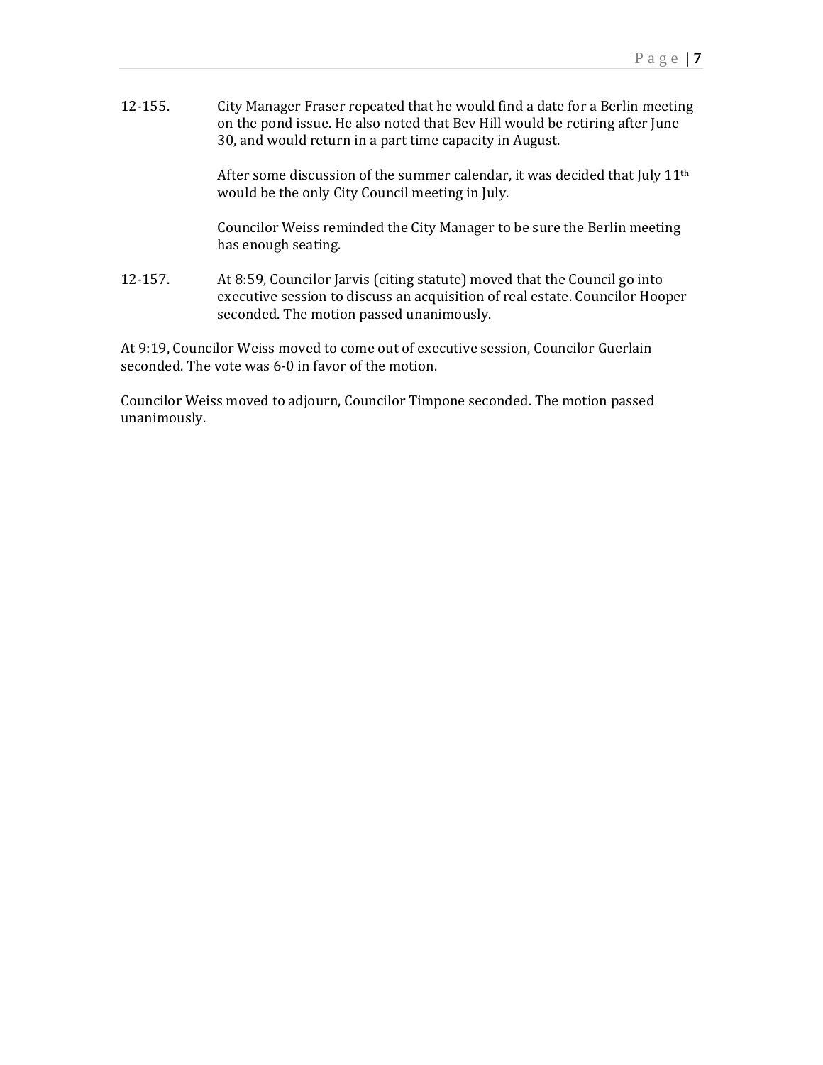12-155. City Manager Fraser repeated that he would find a date for a Berlin meeting on the pond issue. He also noted that Bev Hill would be retiring after June 30, and would return in a part time capacity in August.

After some discussion of the summer calendar, it was decided that July 11th would be the only City Council meeting in July.

Councilor Weiss reminded the City Manager to be sure the Berlin meeting has enough seating.

12-157. At 8:59, Councilor Jarvis (citing statute) moved that the Council go into executive session to discuss an acquisition of real estate. Councilor Hooper seconded. The motion passed unanimously.

At 9:19, Councilor Weiss moved to come out of executive session, Councilor Guerlain seconded. The vote was 6-0 in favor of the motion.

Councilor Weiss moved to adjourn, Councilor Timpone seconded. The motion passed unanimously.